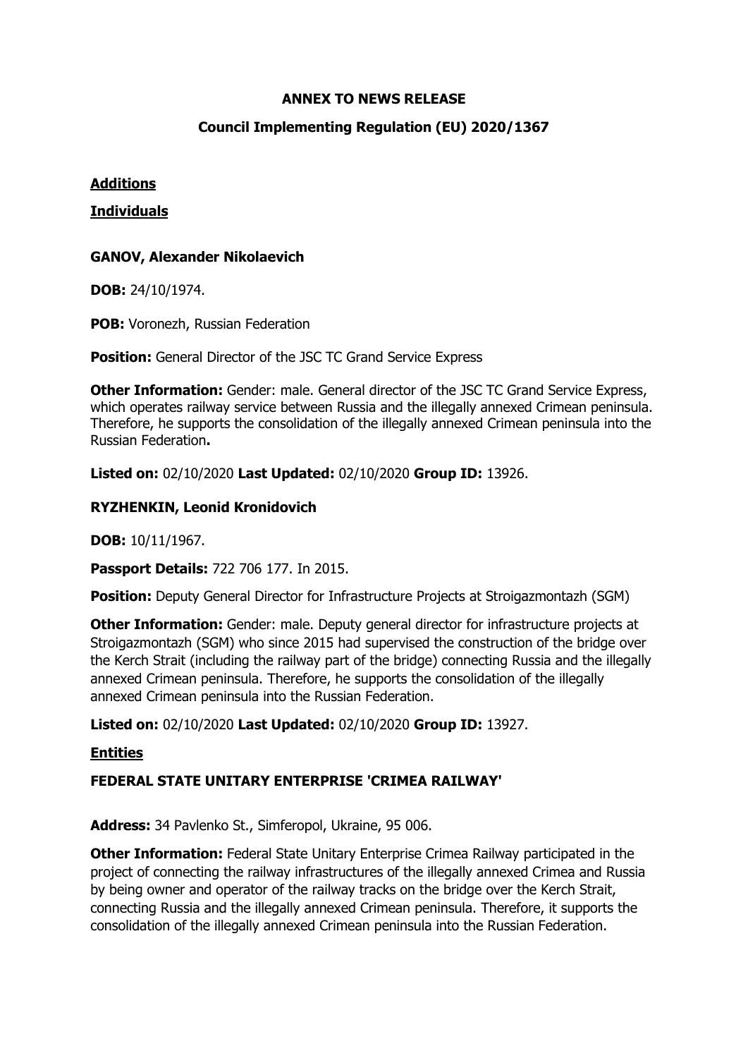**ANNEX TO NEWS RELEASE**

**Council Implementing Regulation (EU) 2020/1367**

**Additions**

**Individuals**

**GANOV, Alexander Nikolaevich**

**DOB:** 24/10/1974.

**POB:** Voronezh, Russian Federation

**Position:** General Director of the JSC TC Grand Service Express

**Other Information:** Gender: male. General director of the JSC TC Grand Service Express, which operates railway service between Russia and the illegally annexed Crimean peninsula. Therefore, he supports the consolidation of the illegally annexed Crimean peninsula into the Russian Federation**.**

**Listed on:** 02/10/2020 **Last Updated:** 02/10/2020 **Group ID:** 13926.

**RYZHENKIN, Leonid Kronidovich**

**DOB:** 10/11/1967.

**Passport Details:** 722 706 177. In 2015.

**Position:** Deputy General Director for Infrastructure Projects at Stroigazmontazh (SGM)

**Other Information:** Gender: male. Deputy general director for infrastructure projects at Stroigazmontazh (SGM) who since 2015 had supervised the construction of the bridge over the Kerch Strait (including the railway part of the bridge) connecting Russia and the illegally annexed Crimean peninsula. Therefore, he supports the consolidation of the illegally annexed Crimean peninsula into the Russian Federation.

**Listed on:** 02/10/2020 **Last Updated:** 02/10/2020 **Group ID:** 13927.

**Entities**

**FEDERAL STATE UNITARY ENTERPRISE 'CRIMEA RAILWAY'**

**Address:** 34 Pavlenko St., Simferopol, Ukraine, 95 006.

**Other Information:** Federal State Unitary Enterprise Crimea Railway participated in the project of connecting the railway infrastructures of the illegally annexed Crimea and Russia by being owner and operator of the railway tracks on the bridge over the Kerch Strait, connecting Russia and the illegally annexed Crimean peninsula. Therefore, it supports the consolidation of the illegally annexed Crimean peninsula into the Russian Federation.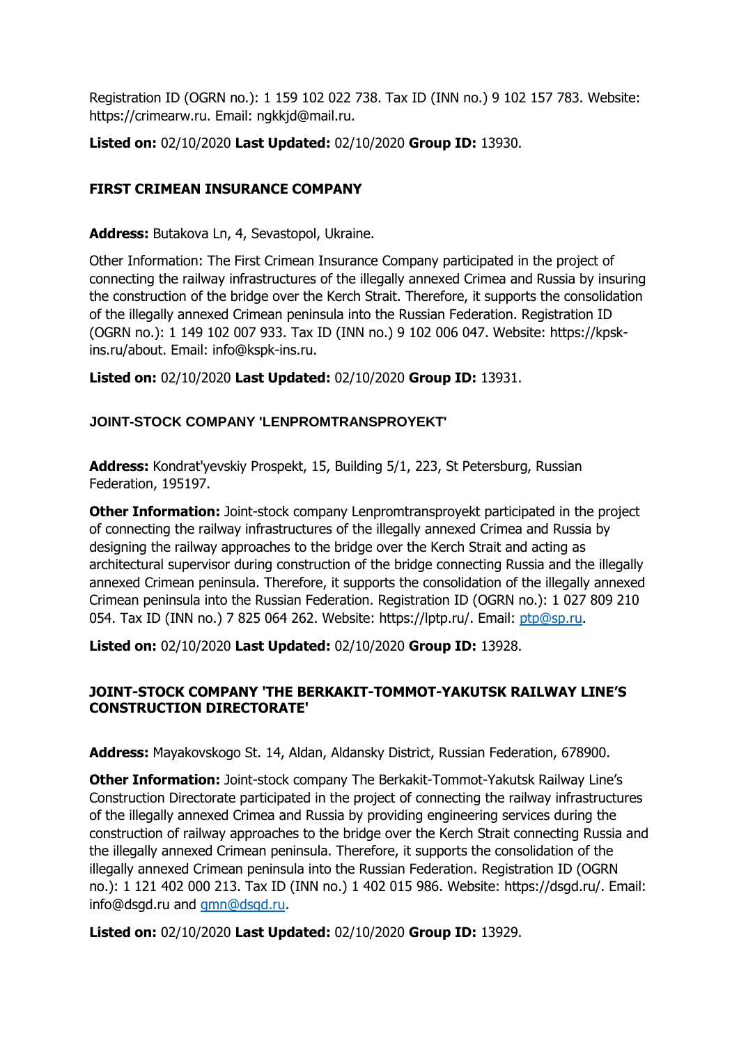Registration ID (OGRN no.): 1 159 102 022 738. Tax ID (INN no.) 9 102 157 783. Website: https://crimearw.ru. Email: ngkkjd@mail.ru.

**Listed on:** 02/10/2020 **Last Updated:** 02/10/2020 **Group ID:** 13930.

### FIRST CRIMEAN INSURANCE COMPANY

**Address:** Butakova Ln, 4, Sevastopol, Ukraine.

Other Information: The First Crimean Insurance Company participated in the project of connecting the railway infrastructures of the illegally annexed Crimea and Russia by insuring the construction of the bridge over the Kerch Strait. Therefore, it supports the consolidation of the illegally annexed Crimean peninsula into the Russian Federation. Registration ID (OGRN no.): 1 149 102 007 933. Tax ID (INN no.) 9 102 006 047. Website: https://kpsk-ins.ru/about. Email: info@kspk-ins.ru.

**Listed on:** 02/10/2020 **Last Updated:** 02/10/2020 **Group ID:** 13931.

### JOINT-STOCK COMPANY 'LENPROMTRANSPROYEKT'

**Address:** Kondrat'yevskiy Prospekt, 15, Building 5/1, 223, St Petersburg, Russian Federation, 195197.

**Other Information:** Joint-stock company Lenpromtransproyekt participated in the project of connecting the railway infrastructures of the illegally annexed Crimea and Russia by designing the railway approaches to the bridge over the Kerch Strait and acting as architectural supervisor during construction of the bridge connecting Russia and the illegally annexed Crimean peninsula. Therefore, it supports the consolidation of the illegally annexed Crimean peninsula into the Russian Federation. Registration ID (OGRN no.): 1 027 809 210 054. Tax ID (INN no.) 7 825 064 262. Website: https://lptp.ru/. Email: ptp@sp.ru.

**Listed on:** 02/10/2020 **Last Updated:** 02/10/2020 **Group ID:** 13928.

### JOINT-STOCK COMPANY 'THE BERKAKIT-TOMMOT-YAKUTSK RAILWAY LINE'S CONSTRUCTION DIRECTORATE'

**Address:** Mayakovskogo St. 14, Aldan, Aldansky District, Russian Federation, 678900.

**Other Information:** Joint-stock company The Berkakit-Tommot-Yakutsk Railway Line's Construction Directorate participated in the project of connecting the railway infrastructures of the illegally annexed Crimea and Russia by providing engineering services during the construction of railway approaches to the bridge over the Kerch Strait connecting Russia and the illegally annexed Crimean peninsula. Therefore, it supports the consolidation of the illegally annexed Crimean peninsula into the Russian Federation. Registration ID (OGRN no.): 1 121 402 000 213. Tax ID (INN no.) 1 402 015 986. Website: https://dsgd.ru/. Email: info@dsgd.ru and gmn@dsgd.ru.

**Listed on:** 02/10/2020 **Last Updated:** 02/10/2020 **Group ID:** 13929.